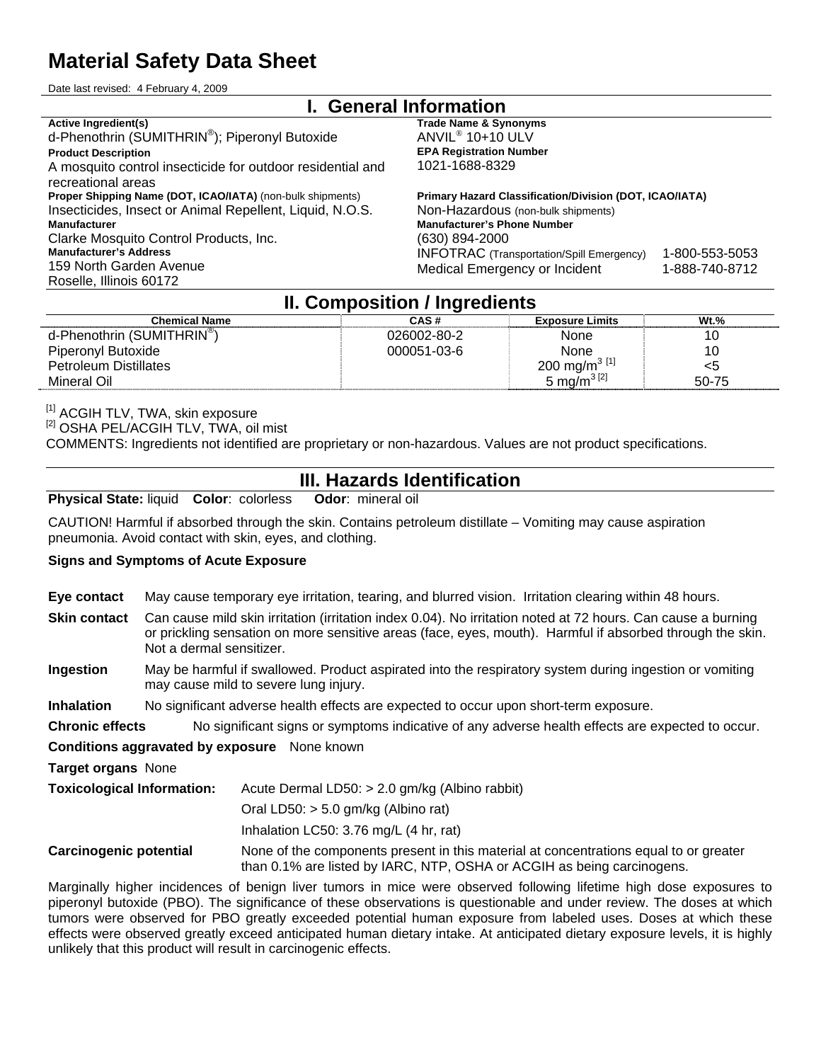# Material Safety Data Sheet

Date last revised: 4 February 4, 2009

## I. General Information

**Active Ingredient(s)**
d-Phenothrin (SUMITHRIN®); Piperonyl Butoxide

**Trade Name & Synonyms**
ANVIL® 10+10 ULV

**Product Description**
A mosquito control insecticide for outdoor residential and recreational areas

**EPA Registration Number**
1021-1688-8329

**Proper Shipping Name (DOT, ICAO/IATA)** (non-bulk shipments)
Insecticides, Insect or Animal Repellent, Liquid, N.O.S.

**Primary Hazard Classification/Division (DOT, ICAO/IATA)**
Non-Hazardous (non-bulk shipments)

**Manufacturer**
Clarke Mosquito Control Products, Inc.

**Manufacturer's Phone Number**
(630) 894-2000
INFOTRAC (Transportation/Spill Emergency) 1-800-553-5053
Medical Emergency or Incident 1-888-740-8712

**Manufacturer's Address**
159 North Garden Avenue
Roselle, Illinois 60172

## II. Composition / Ingredients

| Chemical Name | CAS # | Exposure Limits | Wt.% |
|---|---|---|---|
| d-Phenothrin (SUMITHRIN®) | 026002-80-2 | None | 10 |
| Piperonyl Butoxide | 000051-03-6 | None | 10 |
| Petroleum Distillates | | 200 $mg/m^3$ [1] | <5 |
| Mineral Oil | | 5 $mg/m^3$ [2] | 50-75 |

[1] ACGIH TLV, TWA, skin exposure
[2] OSHA PEL/ACGIH TLV, TWA, oil mist
COMMENTS: Ingredients not identified are proprietary or non-hazardous. Values are not product specifications.

## III. Hazards Identification

**Physical State:** liquid **Color**: colorless **Odor**: mineral oil

CAUTION! Harmful if absorbed through the skin. Contains petroleum distillate – Vomiting may cause aspiration pneumonia. Avoid contact with skin, eyes, and clothing.

**Signs and Symptoms of Acute Exposure**

**Eye contact** May cause temporary eye irritation, tearing, and blurred vision. Irritation clearing within 48 hours.

**Skin contact** Can cause mild skin irritation (irritation index 0.04). No irritation noted at 72 hours. Can cause a burning or prickling sensation on more sensitive areas (face, eyes, mouth). Harmful if absorbed through the skin. Not a dermal sensitizer.

**Ingestion** May be harmful if swallowed. Product aspirated into the respiratory system during ingestion or vomiting may cause mild to severe lung injury.

**Inhalation** No significant adverse health effects are expected to occur upon short-term exposure.

**Chronic effects** No significant signs or symptoms indicative of any adverse health effects are expected to occur.

**Conditions aggravated by exposure** None known

**Target organs** None

**Toxicological Information:** Acute Dermal LD50: > 2.0 gm/kg (Albino rabbit)
Oral LD50: > 5.0 gm/kg (Albino rat)
Inhalation LC50: 3.76 mg/L (4 hr, rat)

**Carcinogenic potential** None of the components present in this material at concentrations equal to or greater than 0.1% are listed by IARC, NTP, OSHA or ACGIH as being carcinogens.

Marginally higher incidences of benign liver tumors in mice were observed following lifetime high dose exposures to piperonyl butoxide (PBO). The significance of these observations is questionable and under review. The doses at which tumors were observed for PBO greatly exceeded potential human exposure from labeled uses. Doses at which these effects were observed greatly exceed anticipated human dietary intake. At anticipated dietary exposure levels, it is highly unlikely that this product will result in carcinogenic effects.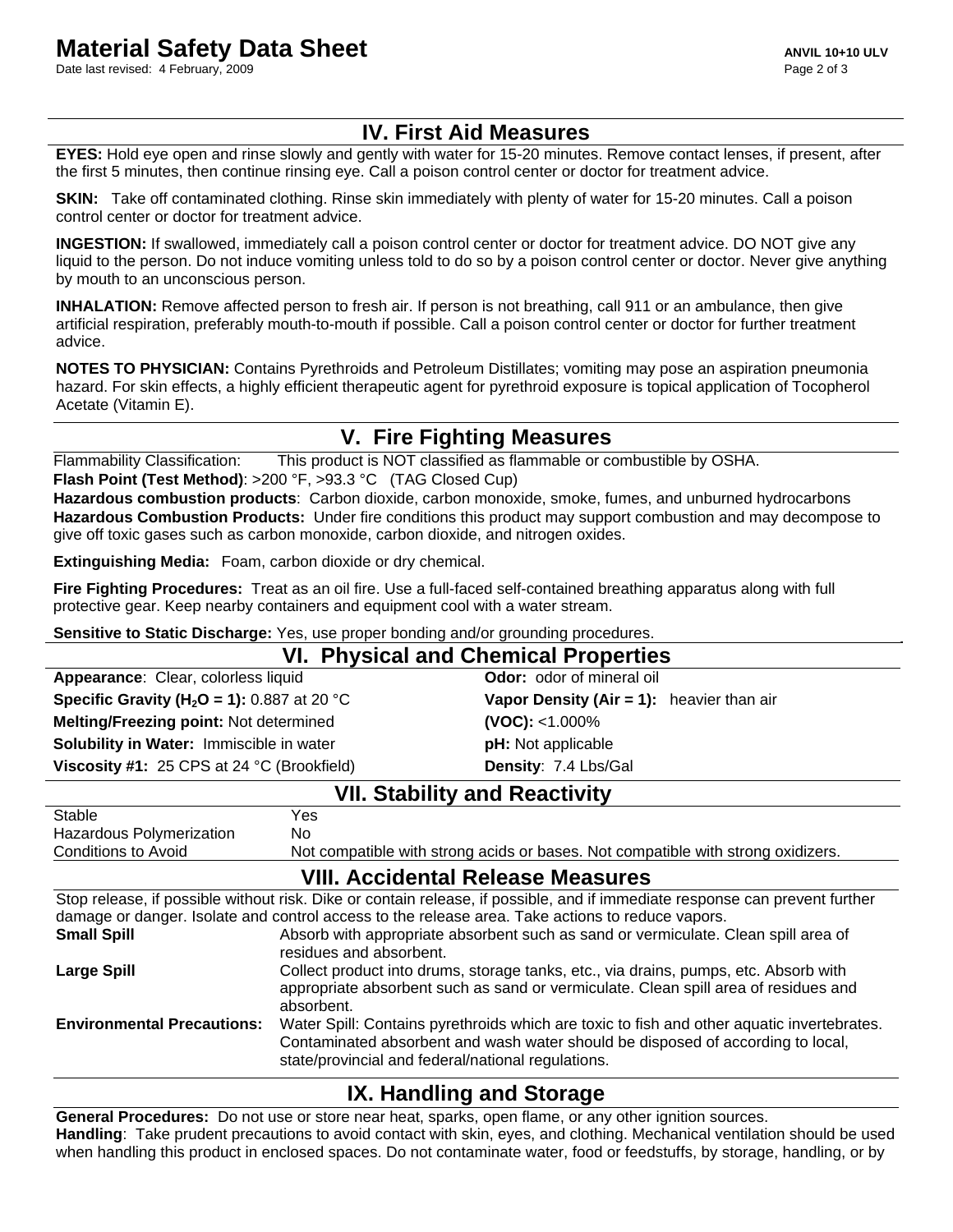## IV. First Aid Measures

**EYES:** Hold eye open and rinse slowly and gently with water for 15-20 minutes. Remove contact lenses, if present, after the first 5 minutes, then continue rinsing eye. Call a poison control center or doctor for treatment advice.

**SKIN:** Take off contaminated clothing. Rinse skin immediately with plenty of water for 15-20 minutes. Call a poison control center or doctor for treatment advice.

**INGESTION:** If swallowed, immediately call a poison control center or doctor for treatment advice. DO NOT give any liquid to the person. Do not induce vomiting unless told to do so by a poison control center or doctor. Never give anything by mouth to an unconscious person.

**INHALATION:** Remove affected person to fresh air. If person is not breathing, call 911 or an ambulance, then give artificial respiration, preferably mouth-to-mouth if possible. Call a poison control center or doctor for further treatment advice.

**NOTES TO PHYSICIAN:** Contains Pyrethroids and Petroleum Distillates; vomiting may pose an aspiration pneumonia hazard. For skin effects, a highly efficient therapeutic agent for pyrethroid exposure is topical application of Tocopherol Acetate (Vitamin E).

## V. Fire Fighting Measures

Flammability Classification: This product is NOT classified as flammable or combustible by OSHA.

**Flash Point (Test Method)**: >200 °F, >93.3 °C (TAG Closed Cup)

**Hazardous combustion products**: Carbon dioxide, carbon monoxide, smoke, fumes, and unburned hydrocarbons

**Hazardous Combustion Products:** Under fire conditions this product may support combustion and may decompose to give off toxic gases such as carbon monoxide, carbon dioxide, and nitrogen oxides.

**Extinguishing Media:** Foam, carbon dioxide or dry chemical.

**Fire Fighting Procedures:** Treat as an oil fire. Use a full-faced self-contained breathing apparatus along with full protective gear. Keep nearby containers and equipment cool with a water stream.

**Sensitive to Static Discharge:** Yes, use proper bonding and/or grounding procedures.

## VI. Physical and Chemical Properties

| | |
|---|---|
| **Appearance**: Clear, colorless liquid | **Odor:** odor of mineral oil |
| **Specific Gravity ($H_2O$ = 1):** 0.887 at 20 °C | **Vapor Density (Air = 1):** heavier than air |
| **Melting/Freezing point:** Not determined | **(VOC):** <1.000% |
| **Solubility in Water:** Immiscible in water | **pH:** Not applicable |
| **Viscosity #1:** 25 CPS at 24 °C (Brookfield) | **Density**: 7.4 Lbs/Gal |

## VII. Stability and Reactivity

| | |
|---|---|
| Stable | Yes |
| Hazardous Polymerization | No |
| Conditions to Avoid | Not compatible with strong acids or bases. Not compatible with strong oxidizers. |

## VIII. Accidental Release Measures

Stop release, if possible without risk. Dike or contain release, if possible, and if immediate response can prevent further damage or danger. Isolate and control access to the release area. Take actions to reduce vapors.

| | |
|---|---|
| **Small Spill** | Absorb with appropriate absorbent such as sand or vermiculate. Clean spill area of residues and absorbent. |
| **Large Spill** | Collect product into drums, storage tanks, etc., via drains, pumps, etc. Absorb with appropriate absorbent such as sand or vermiculate. Clean spill area of residues and absorbent. |
| **Environmental Precautions:** | Water Spill: Contains pyrethroids which are toxic to fish and other aquatic invertebrates. Contaminated absorbent and wash water should be disposed of according to local, state/provincial and federal/national regulations. |

## IX. Handling and Storage

**General Procedures:** Do not use or store near heat, sparks, open flame, or any other ignition sources.

**Handling**: Take prudent precautions to avoid contact with skin, eyes, and clothing. Mechanical ventilation should be used when handling this product in enclosed spaces. Do not contaminate water, food or feedstuffs, by storage, handling, or by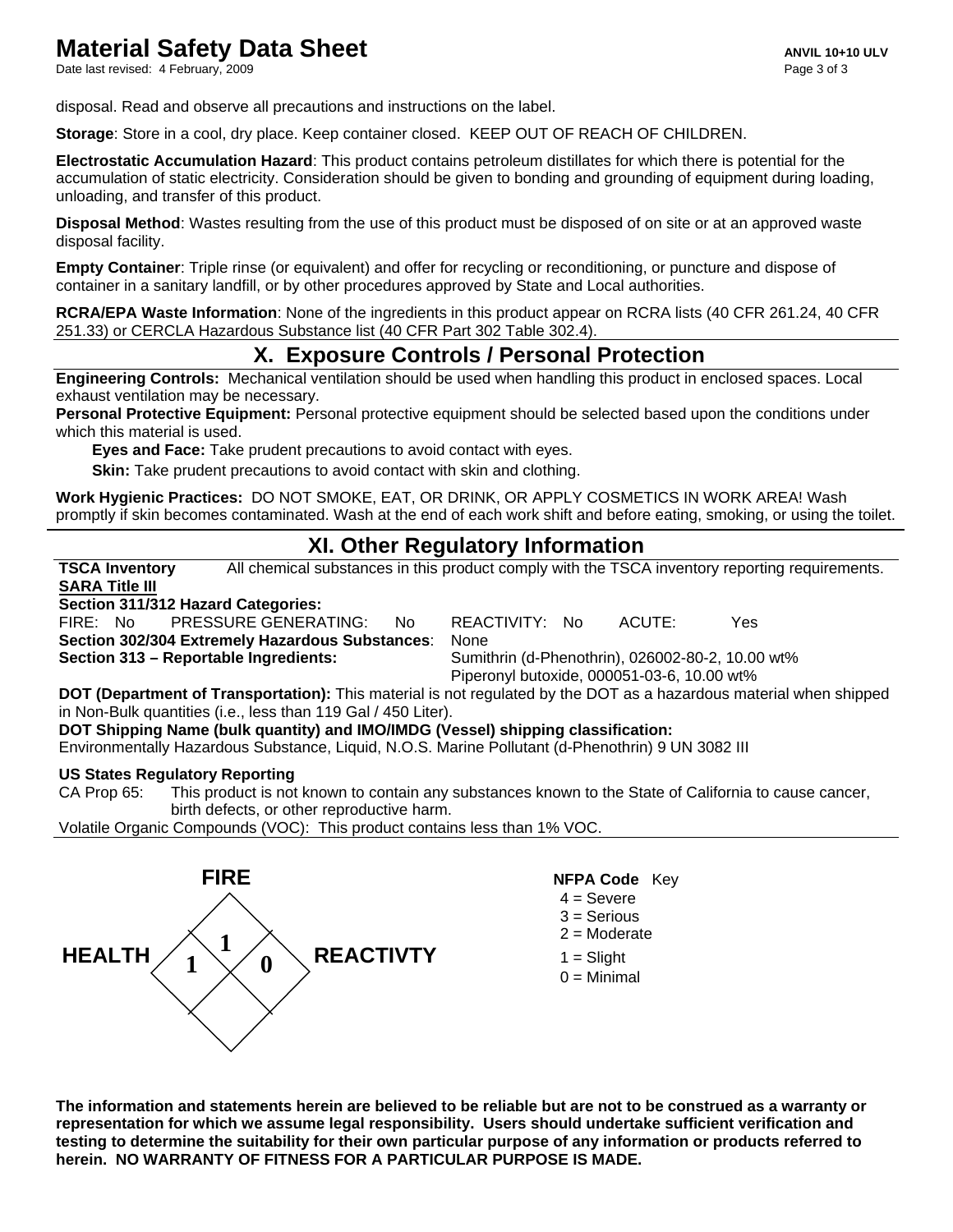disposal. Read and observe all precautions and instructions on the label.

**Storage**: Store in a cool, dry place. Keep container closed. KEEP OUT OF REACH OF CHILDREN.

**Electrostatic Accumulation Hazard**: This product contains petroleum distillates for which there is potential for the accumulation of static electricity. Consideration should be given to bonding and grounding of equipment during loading, unloading, and transfer of this product.

**Disposal Method**: Wastes resulting from the use of this product must be disposed of on site or at an approved waste disposal facility.

**Empty Container**: Triple rinse (or equivalent) and offer for recycling or reconditioning, or puncture and dispose of container in a sanitary landfill, or by other procedures approved by State and Local authorities.

**RCRA/EPA Waste Information**: None of the ingredients in this product appear on RCRA lists (40 CFR 261.24, 40 CFR 251.33) or CERCLA Hazardous Substance list (40 CFR Part 302 Table 302.4).

## X. Exposure Controls / Personal Protection

**Engineering Controls:** Mechanical ventilation should be used when handling this product in enclosed spaces. Local exhaust ventilation may be necessary.

**Personal Protective Equipment:** Personal protective equipment should be selected based upon the conditions under which this material is used.

**Eyes and Face:** Take prudent precautions to avoid contact with eyes.

**Skin:** Take prudent precautions to avoid contact with skin and clothing.

**Work Hygienic Practices:** DO NOT SMOKE, EAT, OR DRINK, OR APPLY COSMETICS IN WORK AREA! Wash promptly if skin becomes contaminated. Wash at the end of each work shift and before eating, smoking, or using the toilet.

## XI. Other Regulatory Information

**TSCA Inventory** All chemical substances in this product comply with the TSCA inventory reporting requirements.

**SARA Title III**

**Section 311/312 Hazard Categories:**

FIRE: No PRESSURE GENERATING: No REACTIVITY: No ACUTE: Yes

**Section 302/304 Extremely Hazardous Substances**: None

**Section 313 – Reportable Ingredients:** Sumithrin (d-Phenothrin), 026002-80-2, 10.00 wt%
Piperonyl butoxide, 000051-03-6, 10.00 wt%

**DOT (Department of Transportation):** This material is not regulated by the DOT as a hazardous material when shipped in Non-Bulk quantities (i.e., less than 119 Gal / 450 Liter).

**DOT Shipping Name (bulk quantity) and IMO/IMDG (Vessel) shipping classification:**
Environmentally Hazardous Substance, Liquid, N.O.S. Marine Pollutant (d-Phenothrin) 9 UN 3082 III

**US States Regulatory Reporting**

CA Prop 65: This product is not known to contain any substances known to the State of California to cause cancer, birth defects, or other reproductive harm.

Volatile Organic Compounds (VOC): This product contains less than 1% VOC.

FIRE
1
HEALTH 1
0 REACTIVTY

**NFPA Code** Key
4 = Severe
3 = Serious
2 = Moderate
1 = Slight
0 = Minimal

**The information and statements herein are believed to be reliable but are not to be construed as a warranty or representation for which we assume legal responsibility. Users should undertake sufficient verification and testing to determine the suitability for their own particular purpose of any information or products referred to herein. NO WARRANTY OF FITNESS FOR A PARTICULAR PURPOSE IS MADE.**